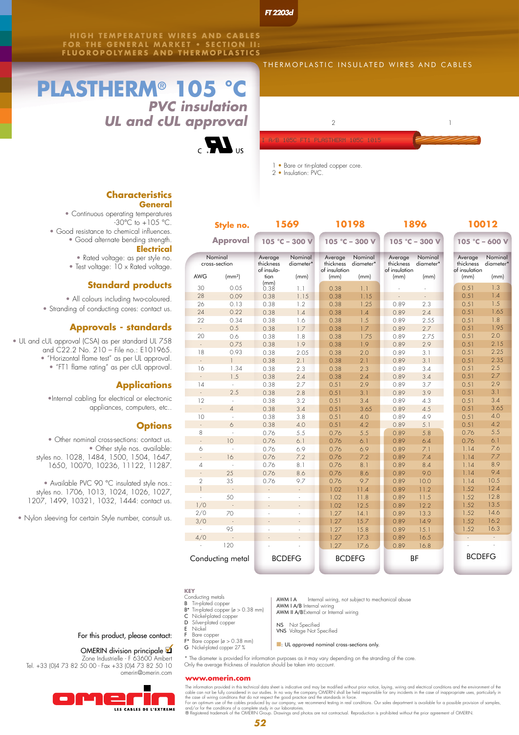FT 2203d

HIGH TEMPERATURE WIRES AND CABLES FOR THE GENERAL MARKET • SECTION II: FLUOROPOLYMERS AND THERMOPLASTICS

THERMOPLASTIC INSULATED WIRES AND CABLES

# PLASTHERM® 105 °C

## PVC insulation
## UL and cUL approval

1 • Bare or tin-plated copper core.
2 • Insulation: PVC.

### Characteristics

**General**

- Continuous operating temperatures -30°C to +105 °C.
- Good resistance to chemical influences.
- Good alternate bending strength.

**Electrical**

- Rated voltage: as per style no.
- Test voltage: 10 x Rated voltage.

### Standard products

- All colours including two-coloured.
- Stranding of conducting cores: contact us.

### Approvals - standards

- UL and cUL approval (CSA) as per standard UL 758 and C22.2 No. 210 – File no.: E101965.
- "Horizontal flame test" as per UL approval.
- "FT1 flame rating" as per cUL approval.

### Applications

- Internal cabling for electrical or electronic appliances, computers, etc..

### Options

- Other nominal cross-sections: contact us.
- Other style nos. available: styles no. 1028, 1484, 1500, 1504, 1647, 1650, 10070, 10236, 11122, 11287.
- Available PVC 90 °C insulated style nos.: styles no. 1706, 1013, 1024, 1026, 1027, 1207, 1499, 10321, 1032, 1444: contact us.
- Nylon sleeving for certain Style number, consult us.

| Style no. | | 1569 | | 10198 | | 1896 | | 10012 | |
|---|---|---|---|---|---|---|---|---|---|
| Approval | | 105 °C – 300 V | | 105 °C – 300 V | | 105 °C – 300 V | | 105 °C – 600 V | |
| Nominal cross-section | | Average thickness of insulation | Nominal diameter* | Average thickness of insulation | Nominal diameter* | Average thickness of insulation | Nominal diameter* | Average thickness of insulation | Nominal diameter* |
| AWG | (mm²) | (mm) | (mm) | (mm) | (mm) | (mm) | (mm) | (mm) | (mm) |
| 30 | 0.05 | 0.38 | 1.1 | 0.38 | 1.1 | - | - | 0.51 | 1.3 |
| 28 | 0.09 | 0.38 | 1.15 | 0.38 | 1.15 | - | - | 0.51 | 1.4 |
| 26 | 0.13 | 0.38 | 1.2 | 0.38 | 1.25 | 0.89 | 2.3 | 0.51 | 1.5 |
| 24 | 0.22 | 0.38 | 1.4 | 0.38 | 1.4 | 0.89 | 2.4 | 0.51 | 1.65 |
| 22 | 0.34 | 0.38 | 1.6 | 0.38 | 1.5 | 0.89 | 2.55 | 0.51 | 1.8 |
| - | 0.5 | 0.38 | 1.7 | 0.38 | 1.7 | 0.89 | 2.7 | 0.51 | 1.95 |
| 20 | 0.6 | 0.38 | 1.8 | 0.38 | 1.75 | 0.89 | 2.75 | 0.51 | 2.0 |
| - | 0.75 | 0.38 | 1.9 | 0.38 | 1.9 | 0.89 | 2.9 | 0.51 | 2.15 |
| 18 | 0.93 | 0.38 | 2.05 | 0.38 | 2.0 | 0.89 | 3.1 | 0.51 | 2.25 |
| - | 1 | 0.38 | 2.1 | 0.38 | 2.1 | 0.89 | 3.1 | 0.51 | 2.35 |
| 16 | 1.34 | 0.38 | 2.3 | 0.38 | 2.3 | 0.89 | 3.4 | 0.51 | 2.5 |
| - | 1.5 | 0.38 | 2.4 | 0.38 | 2.4 | 0.89 | 3.4 | 0.51 | 2.7 |
| 14 | - | 0.38 | 2.7 | 0.51 | 2.9 | 0.89 | 3.7 | 0.51 | 2.9 |
| - | 2.5 | 0.38 | 2.8 | 0.51 | 3.1 | 0.89 | 3.9 | 0.51 | 3.1 |
| 12 | - | 0.38 | 3.2 | 0.51 | 3.4 | 0.89 | 4.3 | 0.51 | 3.4 |
| - | 4 | 0.38 | 3.4 | 0.51 | 3.65 | 0.89 | 4.5 | 0.51 | 3.65 |
| 10 | - | 0.38 | 3.8 | 0.51 | 4.0 | 0.89 | 4.9 | 0.51 | 4.0 |
| - | 6 | 0.38 | 4.0 | 0.51 | 4.2 | 0.89 | 5.1 | 0.51 | 4.2 |
| 8 | - | 0.76 | 5.5 | 0.76 | 5.5 | 0.89 | 5.8 | 0.76 | 5.5 |
| - | 10 | 0.76 | 6.1 | 0.76 | 6.1 | 0.89 | 6.4 | 0.76 | 6.1 |
| 6 | - | 0.76 | 6.9 | 0.76 | 6.9 | 0.89 | 7.1 | 1.14 | 7.6 |
| - | 16 | 0.76 | 7.2 | 0.76 | 7.2 | 0.89 | 7.4 | 1.14 | 7.7 |
| 4 | - | 0.76 | 8.1 | 0.76 | 8.1 | 0.89 | 8.4 | 1.14 | 8.9 |
| - | 25 | 0.76 | 8.6 | 0.76 | 8.6 | 0.89 | 9.0 | 1.14 | 9.4 |
| 2 | 35 | 0.76 | 9.7 | 0.76 | 9.7 | 0.89 | 10.0 | 1.14 | 10.5 |
| 1 | - | - | - | 1.02 | 11.4 | 0.89 | 11.2 | 1.52 | 12.4 |
| - | 50 | - | - | 1.02 | 11.8 | 0.89 | 11.5 | 1.52 | 12.8 |
| 1/0 | - | - | - | 1.02 | 12.5 | 0.89 | 12.2 | 1.52 | 13.5 |
| 2/0 | 70 | - | - | 1.27 | 14.1 | 0.89 | 13.3 | 1.52 | 14.6 |
| 3/0 | - | - | - | 1.27 | 15.7 | 0.89 | 14.9 | 1.52 | 16.2 |
| - | 95 | - | - | 1.27 | 15.8 | 0.89 | 15.1 | 1.52 | 16.3 |
| 4/0 | - | - | - | 1.27 | 17.3 | 0.89 | 16.5 | - | - |
| - | 120 | - | - | 1.27 | 17.6 | 0.89 | 16.8 | - | - |
| Conducting metal | | BCDEFG | | BCDEFG | | BF | | BCDEFG | |

**KEY**

Conducting metals
- B Tin-plated copper
- B* Tin-plated copper (ø > 0.38 mm)
- C Nickel-plated copper
- D Silver-plated copper
- E Nickel
- F Bare copper
- F* Bare copper (ø > 0.38 mm)
- G Nickel-plated copper 27 %

- AWM I A Internal wiring, not subject to mechanical abuse
- AWM I A/B Internal wiring
- AWM II A/B External or Internal wiring

- NS Not Specified
- VNS Voltage Not Specified

■: UL approved nominal cross-sections only.

\* The diameter is provided for information purposes as it may vary depending on the stranding of the core. Only the average thickness of insulation should be taken into account.

For this product, please contact:

OMERIN division principale ☑
Zone Industrielle - F 63600 Ambert
Tel. +33 (0)4 73 82 50 00 - Fax +33 (0)4 73 82 50 10
omerin@omerin.com

omerin — LES CABLES DE L'EXTREME

**www.omerin.com**

The information provided in this technical data sheet is indicative and may be modified without prior notice, laying, wiring and electrical conditions and the environment of the cable can not be fully considered in our studies. In no way the company OMERIN shall be held responsible for any incidents in the case of inappropriate uses, particularly in the case of wiring conditions that do not respect the good practice and the standards in force.
For an optimum use of the cables produced by our company, we recommend testing in real conditions. Our sales department is available for a possible provision of samples, and/or for the conditions of a complete study in our laboratories.
® Registered trademark of the OMERIN Group. Drawings and photos are not contractual. Reproduction is prohibited without the prior agreement of OMERIN.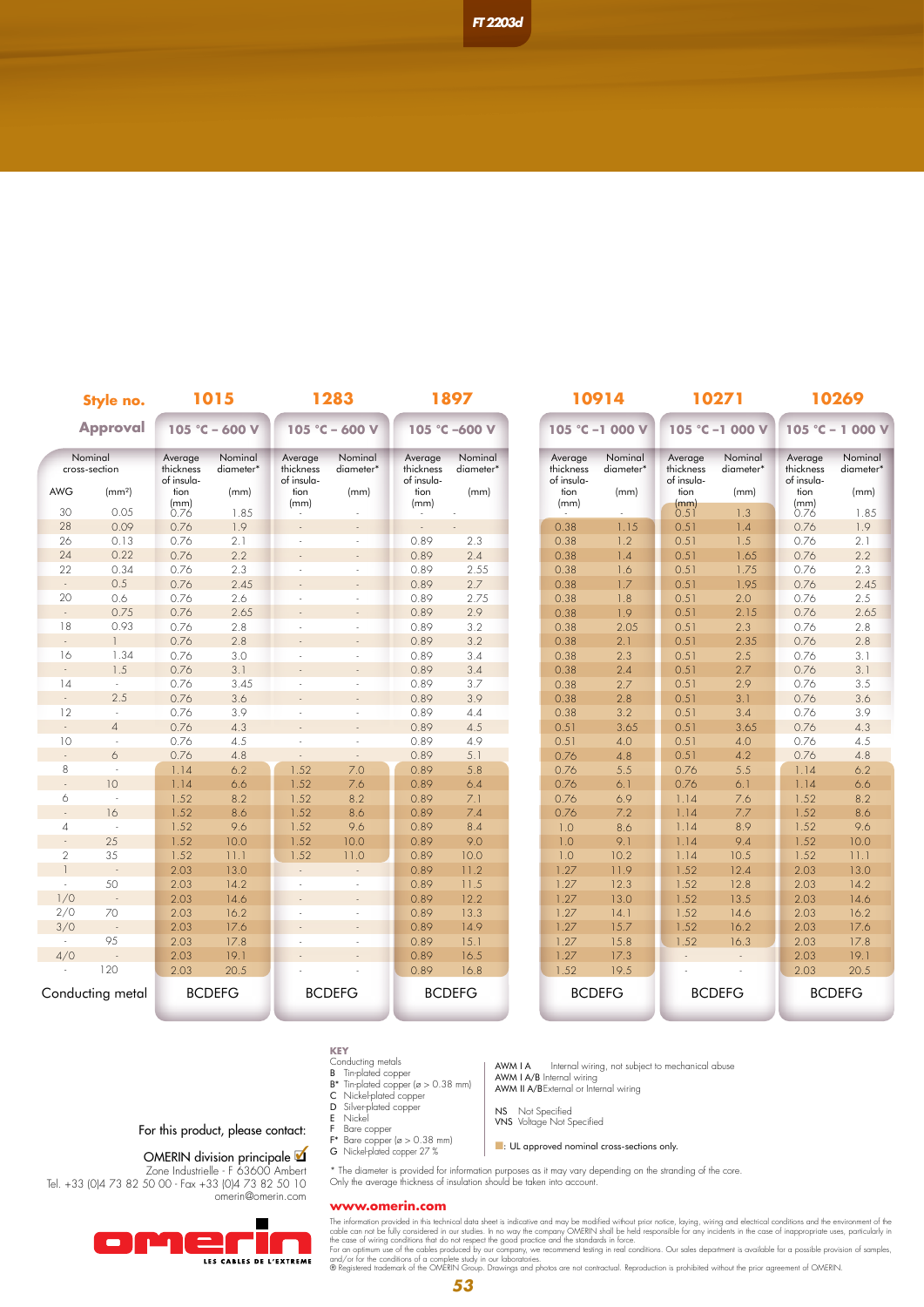| Style no. | | 1015 | | 1283 | | 1897 | | 10914 | | 10271 | | 10269 | |
|---|---|---|---|---|---|---|---|---|---|---|---|---|---|
| Approval | | 105 °C – 600 V | | 105 °C – 600 V | | 105 °C –600 V | | 105 °C –1 000 V | | 105 °C –1 000 V | | 105 °C – 1 000 V | |
| Nominal cross-section | | Average thickness of insulation | Nominal diameter* | Average thickness of insulation | Nominal diameter* | Average thickness of insulation | Nominal diameter* | Average thickness of insulation | Nominal diameter* | Average thickness of insulation | Nominal diameter* | Average thickness of insulation | Nominal diameter* |
| AWG | (mm²) | (mm) | (mm) | (mm) | (mm) | (mm) | (mm) | (mm) | (mm) | (mm) | (mm) | (mm) | (mm) |
| 30 | 0.05 | 0.76 | 1.85 | - | - | - | - | - | - | 0.51 | 1.3 | 0.76 | 1.85 |
| 28 | 0.09 | 0.76 | 1.9 | - | - | - | - | 0.38 | 1.15 | 0.51 | 1.4 | 0.76 | 1.9 |
| 26 | 0.13 | 0.76 | 2.1 | - | - | 0.89 | 2.3 | 0.38 | 1.2 | 0.51 | 1.5 | 0.76 | 2.1 |
| 24 | 0.22 | 0.76 | 2.2 | - | - | 0.89 | 2.4 | 0.38 | 1.4 | 0.51 | 1.65 | 0.76 | 2.2 |
| 22 | 0.34 | 0.76 | 2.3 | - | - | 0.89 | 2.55 | 0.38 | 1.6 | 0.51 | 1.75 | 0.76 | 2.3 |
| - | 0.5 | 0.76 | 2.45 | - | - | 0.89 | 2.7 | 0.38 | 1.7 | 0.51 | 1.95 | 0.76 | 2.45 |
| 20 | 0.6 | 0.76 | 2.6 | - | - | 0.89 | 2.75 | 0.38 | 1.8 | 0.51 | 2.0 | 0.76 | 2.5 |
| - | 0.75 | 0.76 | 2.65 | - | - | 0.89 | 2.9 | 0.38 | 1.9 | 0.51 | 2.15 | 0.76 | 2.65 |
| 18 | 0.93 | 0.76 | 2.8 | - | - | 0.89 | 3.2 | 0.38 | 2.05 | 0.51 | 2.3 | 0.76 | 2.8 |
| - | 1 | 0.76 | 2.8 | - | - | 0.89 | 3.2 | 0.38 | 2.1 | 0.51 | 2.35 | 0.76 | 2.8 |
| 16 | 1.34 | 0.76 | 3.0 | - | - | 0.89 | 3.4 | 0.38 | 2.3 | 0.51 | 2.5 | 0.76 | 3.1 |
| - | 1.5 | 0.76 | 3.1 | - | - | 0.89 | 3.4 | 0.38 | 2.4 | 0.51 | 2.7 | 0.76 | 3.1 |
| 14 | - | 0.76 | 3.45 | - | - | 0.89 | 3.7 | 0.38 | 2.7 | 0.51 | 2.9 | 0.76 | 3.5 |
| - | 2.5 | 0.76 | 3.6 | - | - | 0.89 | 3.9 | 0.38 | 2.8 | 0.51 | 3.1 | 0.76 | 3.6 |
| 12 | - | 0.76 | 3.9 | - | - | 0.89 | 4.4 | 0.38 | 3.2 | 0.51 | 3.4 | 0.76 | 3.9 |
| - | 4 | 0.76 | 4.3 | - | - | 0.89 | 4.5 | 0.51 | 3.65 | 0.51 | 3.65 | 0.76 | 4.3 |
| 10 | - | 0.76 | 4.5 | - | - | 0.89 | 4.9 | 0.51 | 4.0 | 0.51 | 4.0 | 0.76 | 4.5 |
| - | 6 | 0.76 | 4.8 | - | - | 0.89 | 5.1 | 0.76 | 4.8 | 0.51 | 4.2 | 0.76 | 4.8 |
| 8 | - | 1.14 | 6.2 | 1.52 | 7.0 | 0.89 | 5.8 | 0.76 | 5.5 | 0.76 | 5.5 | 1.14 | 6.2 |
| - | 10 | 1.14 | 6.6 | 1.52 | 7.6 | 0.89 | 6.4 | 0.76 | 6.1 | 0.76 | 6.1 | 1.14 | 6.6 |
| 6 | - | 1.52 | 8.2 | 1.52 | 8.2 | 0.89 | 7.1 | 0.76 | 6.9 | 1.14 | 7.6 | 1.52 | 8.2 |
| - | 16 | 1.52 | 8.6 | 1.52 | 8.6 | 0.89 | 7.4 | 0.76 | 7.2 | 1.14 | 7.7 | 1.52 | 8.6 |
| 4 | - | 1.52 | 9.6 | 1.52 | 9.6 | 0.89 | 8.4 | 1.0 | 8.6 | 1.14 | 8.9 | 1.52 | 9.6 |
| - | 25 | 1.52 | 10.0 | 1.52 | 10.0 | 0.89 | 9.0 | 1.0 | 9.1 | 1.14 | 9.4 | 1.52 | 10.0 |
| 2 | 35 | 1.52 | 11.1 | 1.52 | 11.0 | 0.89 | 10.0 | 1.0 | 10.2 | 1.14 | 10.5 | 1.52 | 11.1 |
| 1 | - | 2.03 | 13.0 | - | - | 0.89 | 11.2 | 1.27 | 11.9 | 1.52 | 12.4 | 2.03 | 13.0 |
| - | 50 | 2.03 | 14.2 | - | - | 0.89 | 11.5 | 1.27 | 12.3 | 1.52 | 12.8 | 2.03 | 14.2 |
| 1/0 | - | 2.03 | 14.6 | - | - | 0.89 | 12.2 | 1.27 | 13.0 | 1.52 | 13.5 | 2.03 | 14.6 |
| 2/0 | 70 | 2.03 | 16.2 | - | - | 0.89 | 13.3 | 1.27 | 14.1 | 1.52 | 14.6 | 2.03 | 16.2 |
| 3/0 | - | 2.03 | 17.6 | - | - | 0.89 | 14.9 | 1.27 | 15.7 | 1.52 | 16.2 | 2.03 | 17.6 |
| - | 95 | 2.03 | 17.8 | - | - | 0.89 | 15.1 | 1.27 | 15.8 | 1.52 | 16.3 | 2.03 | 17.8 |
| 4/0 | - | 2.03 | 19.1 | - | - | 0.89 | 16.5 | 1.27 | 17.3 | - | - | 2.03 | 19.1 |
| - | 120 | 2.03 | 20.5 | - | - | 0.89 | 16.8 | 1.52 | 19.5 | - | - | 2.03 | 20.5 |
| Conducting metal | | BCDEFG | | BCDEFG | | BCDEFG | | BCDEFG | | BCDEFG | | BCDEFG | |

**KEY**

Conducting metals
- B Tin-plated copper
- B* Tin-plated copper (ø > 0.38 mm)
- C Nickel-plated copper
- D Silver-plated copper
- E Nickel
- F Bare copper
- F* Bare copper (ø > 0.38 mm)
- G Nickel-plated copper 27 %

AWM I A Internal wiring, not subject to mechanical abuse
AWM I A/B Internal wiring
AWM II A/B External or Internal wiring

NS Not Specified
VNS Voltage Not Specified

■: UL approved nominal cross-sections only.

* The diameter is provided for information purposes as it may vary depending on the stranding of the core. Only the average thickness of insulation should be taken into account.

For this product, please contact:

OMERIN division principale
Zone Industrielle - F 63600 Ambert
Tel. +33 (0)4 73 82 50 00 - Fax +33 (0)4 73 82 50 10
omerin@omerin.com

omerin — LES CABLES DE L'EXTREME

**www.omerin.com**

The information provided in this technical data sheet is indicative and may be modified without prior notice, laying, wiring and electrical conditions and the environment of the cable can not be fully considered in our studies. In no way the company OMERIN shall be held responsible for any incidents in the case of inappropriate uses, particularly in the case of wiring conditions that do not respect the good practice and the standards in force.
For an optimum use of the cables produced by our company, we recommend testing in real conditions. Our sales department is available for a possible provision of samples, and/or for the conditions of a complete study in our laboratories.
® Registered trademark of the OMERIN Group. Drawings and photos are not contractual. Reproduction is prohibited without the prior agreement of OMERIN.